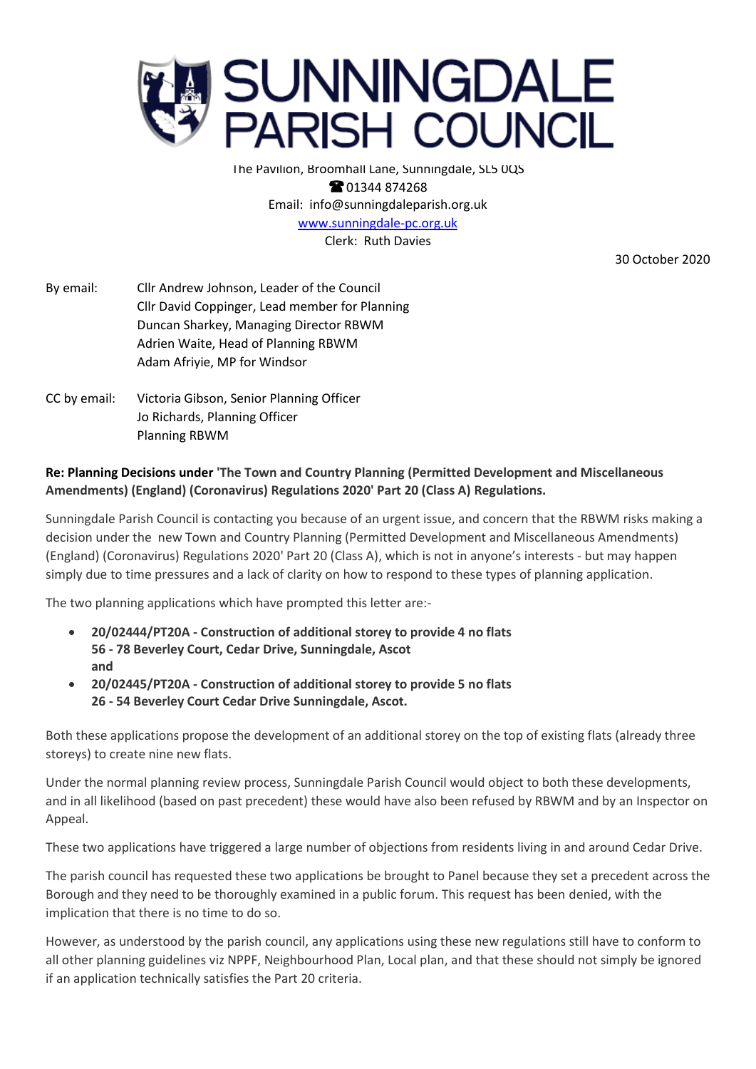# SUNNINGDALE PARISH COUNCIL

The Pavilion, Broomhall Lane, Sunningdale, SL5 0QS
☎ 01344 874268
Email: info@sunningdaleparish.org.uk
www.sunningdale-pc.org.uk
Clerk: Ruth Davies

30 October 2020

By email:
Cllr Andrew Johnson, Leader of the Council
Cllr David Coppinger, Lead member for Planning
Duncan Sharkey, Managing Director RBWM
Adrien Waite, Head of Planning RBWM
Adam Afriyie, MP for Windsor

CC by email:
Victoria Gibson, Senior Planning Officer
Jo Richards, Planning Officer
Planning RBWM

**Re: Planning Decisions under 'The Town and Country Planning (Permitted Development and Miscellaneous Amendments) (England) (Coronavirus) Regulations 2020' Part 20 (Class A) Regulations.**

Sunningdale Parish Council is contacting you because of an urgent issue, and concern that the RBWM risks making a decision under the new Town and Country Planning (Permitted Development and Miscellaneous Amendments) (England) (Coronavirus) Regulations 2020' Part 20 (Class A), which is not in anyone's interests - but may happen simply due to time pressures and a lack of clarity on how to respond to these types of planning application.

The two planning applications which have prompted this letter are:-

- **20/02444/PT20A - Construction of additional storey to provide 4 no flats**
  **56 - 78 Beverley Court, Cedar Drive, Sunningdale, Ascot**
  **and**
- **20/02445/PT20A - Construction of additional storey to provide 5 no flats**
  **26 - 54 Beverley Court Cedar Drive Sunningdale, Ascot.**

Both these applications propose the development of an additional storey on the top of existing flats (already three storeys) to create nine new flats.

Under the normal planning review process, Sunningdale Parish Council would object to both these developments, and in all likelihood (based on past precedent) these would have also been refused by RBWM and by an Inspector on Appeal.

These two applications have triggered a large number of objections from residents living in and around Cedar Drive.

The parish council has requested these two applications be brought to Panel because they set a precedent across the Borough and they need to be thoroughly examined in a public forum. This request has been denied, with the implication that there is no time to do so.

However, as understood by the parish council, any applications using these new regulations still have to conform to all other planning guidelines viz NPPF, Neighbourhood Plan, Local plan, and that these should not simply be ignored if an application technically satisfies the Part 20 criteria.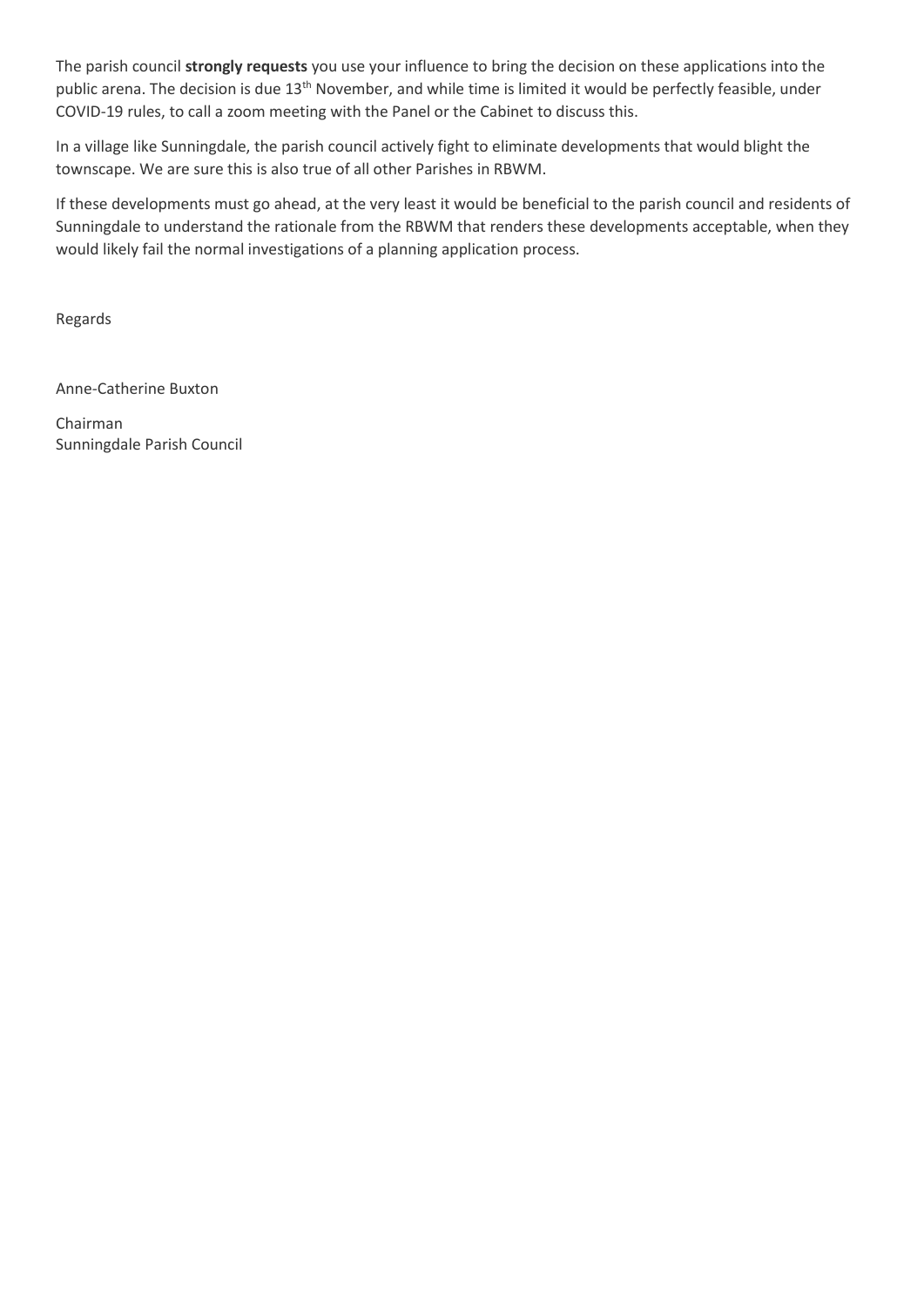The parish council **strongly requests** you use your influence to bring the decision on these applications into the public arena. The decision is due 13th November, and while time is limited it would be perfectly feasible, under COVID-19 rules, to call a zoom meeting with the Panel or the Cabinet to discuss this.

In a village like Sunningdale, the parish council actively fight to eliminate developments that would blight the townscape. We are sure this is also true of all other Parishes in RBWM.

If these developments must go ahead, at the very least it would be beneficial to the parish council and residents of Sunningdale to understand the rationale from the RBWM that renders these developments acceptable, when they would likely fail the normal investigations of a planning application process.

Regards

Anne-Catherine Buxton

Chairman
Sunningdale Parish Council